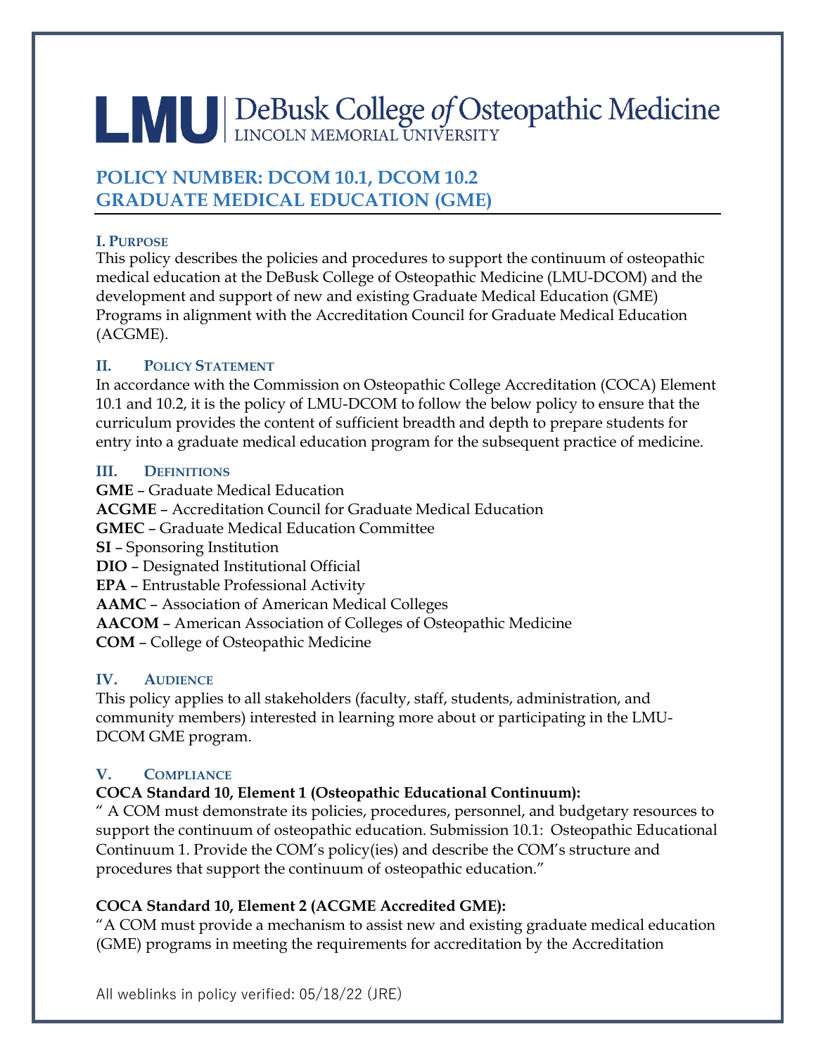# LMU | DeBusk College *of* Osteopathic Medicine
LINCOLN MEMORIAL UNIVERSITY

## POLICY NUMBER: DCOM 10.1, DCOM 10.2
## GRADUATE MEDICAL EDUCATION (GME)

### I. Purpose

This policy describes the policies and procedures to support the continuum of osteopathic medical education at the DeBusk College of Osteopathic Medicine (LMU-DCOM) and the development and support of new and existing Graduate Medical Education (GME) Programs in alignment with the Accreditation Council for Graduate Medical Education (ACGME).

### II. Policy Statement

In accordance with the Commission on Osteopathic College Accreditation (COCA) Element 10.1 and 10.2, it is the policy of LMU-DCOM to follow the below policy to ensure that the curriculum provides the content of sufficient breadth and depth to prepare students for entry into a graduate medical education program for the subsequent practice of medicine.

### III. Definitions

**GME** – Graduate Medical Education
**ACGME** – Accreditation Council for Graduate Medical Education
**GMEC** – Graduate Medical Education Committee
**SI** – Sponsoring Institution
**DIO** – Designated Institutional Official
**EPA** – Entrustable Professional Activity
**AAMC** – Association of American Medical Colleges
**AACOM** – American Association of Colleges of Osteopathic Medicine
**COM** – College of Osteopathic Medicine

### IV. Audience

This policy applies to all stakeholders (faculty, staff, students, administration, and community members) interested in learning more about or participating in the LMU-DCOM GME program.

### V. Compliance

**COCA Standard 10, Element 1 (Osteopathic Educational Continuum):**

" A COM must demonstrate its policies, procedures, personnel, and budgetary resources to support the continuum of osteopathic education. Submission 10.1: Osteopathic Educational Continuum 1. Provide the COM's policy(ies) and describe the COM's structure and procedures that support the continuum of osteopathic education."

**COCA Standard 10, Element 2 (ACGME Accredited GME):**

"A COM must provide a mechanism to assist new and existing graduate medical education (GME) programs in meeting the requirements for accreditation by the Accreditation

All weblinks in policy verified: 05/18/22 (JRE)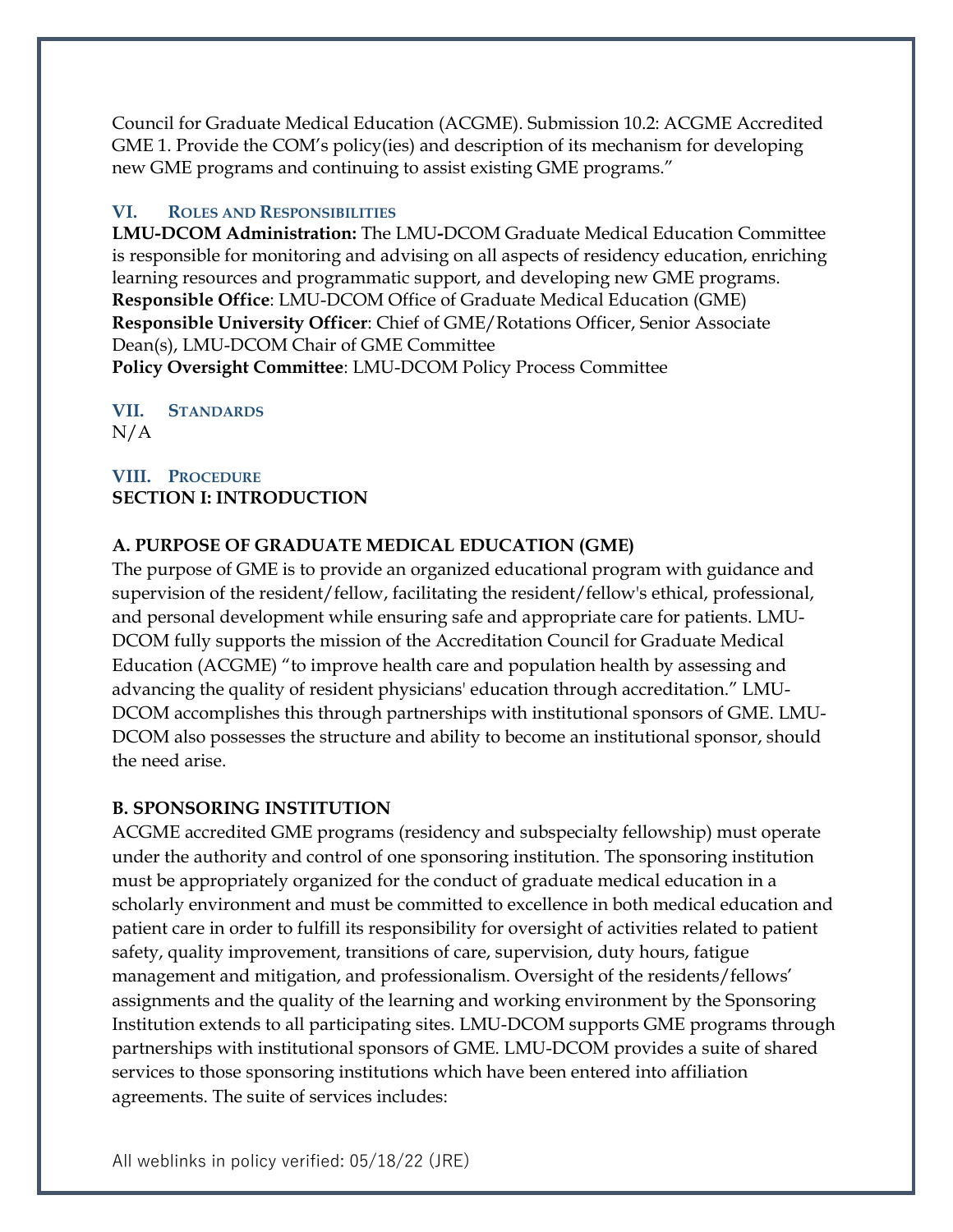Council for Graduate Medical Education (ACGME). Submission 10.2: ACGME Accredited GME 1. Provide the COM's policy(ies) and description of its mechanism for developing new GME programs and continuing to assist existing GME programs."

## VI. Roles and Responsibilities

**LMU-DCOM Administration:** The LMU-DCOM Graduate Medical Education Committee is responsible for monitoring and advising on all aspects of residency education, enriching learning resources and programmatic support, and developing new GME programs.
**Responsible Office**: LMU-DCOM Office of Graduate Medical Education (GME)
**Responsible University Officer**: Chief of GME/Rotations Officer, Senior Associate Dean(s), LMU-DCOM Chair of GME Committee
**Policy Oversight Committee**: LMU-DCOM Policy Process Committee

## VII. Standards

N/A

## VIII. Procedure

**SECTION I: INTRODUCTION**

**A. PURPOSE OF GRADUATE MEDICAL EDUCATION (GME)**

The purpose of GME is to provide an organized educational program with guidance and supervision of the resident/fellow, facilitating the resident/fellow's ethical, professional, and personal development while ensuring safe and appropriate care for patients. LMU-DCOM fully supports the mission of the Accreditation Council for Graduate Medical Education (ACGME) "to improve health care and population health by assessing and advancing the quality of resident physicians' education through accreditation." LMU-DCOM accomplishes this through partnerships with institutional sponsors of GME. LMU-DCOM also possesses the structure and ability to become an institutional sponsor, should the need arise.

**B. SPONSORING INSTITUTION**

ACGME accredited GME programs (residency and subspecialty fellowship) must operate under the authority and control of one sponsoring institution. The sponsoring institution must be appropriately organized for the conduct of graduate medical education in a scholarly environment and must be committed to excellence in both medical education and patient care in order to fulfill its responsibility for oversight of activities related to patient safety, quality improvement, transitions of care, supervision, duty hours, fatigue management and mitigation, and professionalism. Oversight of the residents/fellows' assignments and the quality of the learning and working environment by the Sponsoring Institution extends to all participating sites. LMU-DCOM supports GME programs through partnerships with institutional sponsors of GME. LMU-DCOM provides a suite of shared services to those sponsoring institutions which have been entered into affiliation agreements. The suite of services includes:

All weblinks in policy verified: 05/18/22 (JRE)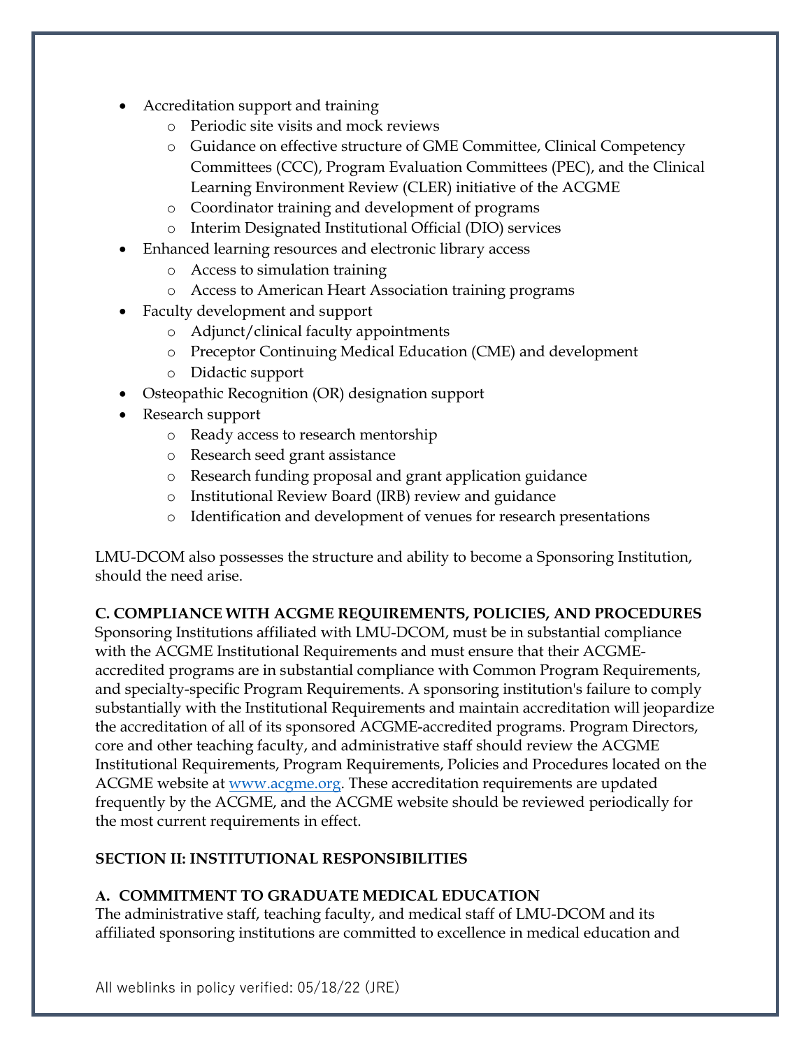- Accreditation support and training
    - Periodic site visits and mock reviews
    - Guidance on effective structure of GME Committee, Clinical Competency Committees (CCC), Program Evaluation Committees (PEC), and the Clinical Learning Environment Review (CLER) initiative of the ACGME
    - Coordinator training and development of programs
    - Interim Designated Institutional Official (DIO) services
- Enhanced learning resources and electronic library access
    - Access to simulation training
    - Access to American Heart Association training programs
- Faculty development and support
    - Adjunct/clinical faculty appointments
    - Preceptor Continuing Medical Education (CME) and development
    - Didactic support
- Osteopathic Recognition (OR) designation support
- Research support
    - Ready access to research mentorship
    - Research seed grant assistance
    - Research funding proposal and grant application guidance
    - Institutional Review Board (IRB) review and guidance
    - Identification and development of venues for research presentations

LMU-DCOM also possesses the structure and ability to become a Sponsoring Institution, should the need arise.

**C. COMPLIANCE WITH ACGME REQUIREMENTS, POLICIES, AND PROCEDURES**

Sponsoring Institutions affiliated with LMU-DCOM, must be in substantial compliance with the ACGME Institutional Requirements and must ensure that their ACGME-accredited programs are in substantial compliance with Common Program Requirements, and specialty-specific Program Requirements. A sponsoring institution's failure to comply substantially with the Institutional Requirements and maintain accreditation will jeopardize the accreditation of all of its sponsored ACGME-accredited programs. Program Directors, core and other teaching faculty, and administrative staff should review the ACGME Institutional Requirements, Program Requirements, Policies and Procedures located on the ACGME website at www.acgme.org. These accreditation requirements are updated frequently by the ACGME, and the ACGME website should be reviewed periodically for the most current requirements in effect.

## SECTION II: INSTITUTIONAL RESPONSIBILITIES

**A. COMMITMENT TO GRADUATE MEDICAL EDUCATION**

The administrative staff, teaching faculty, and medical staff of LMU-DCOM and its affiliated sponsoring institutions are committed to excellence in medical education and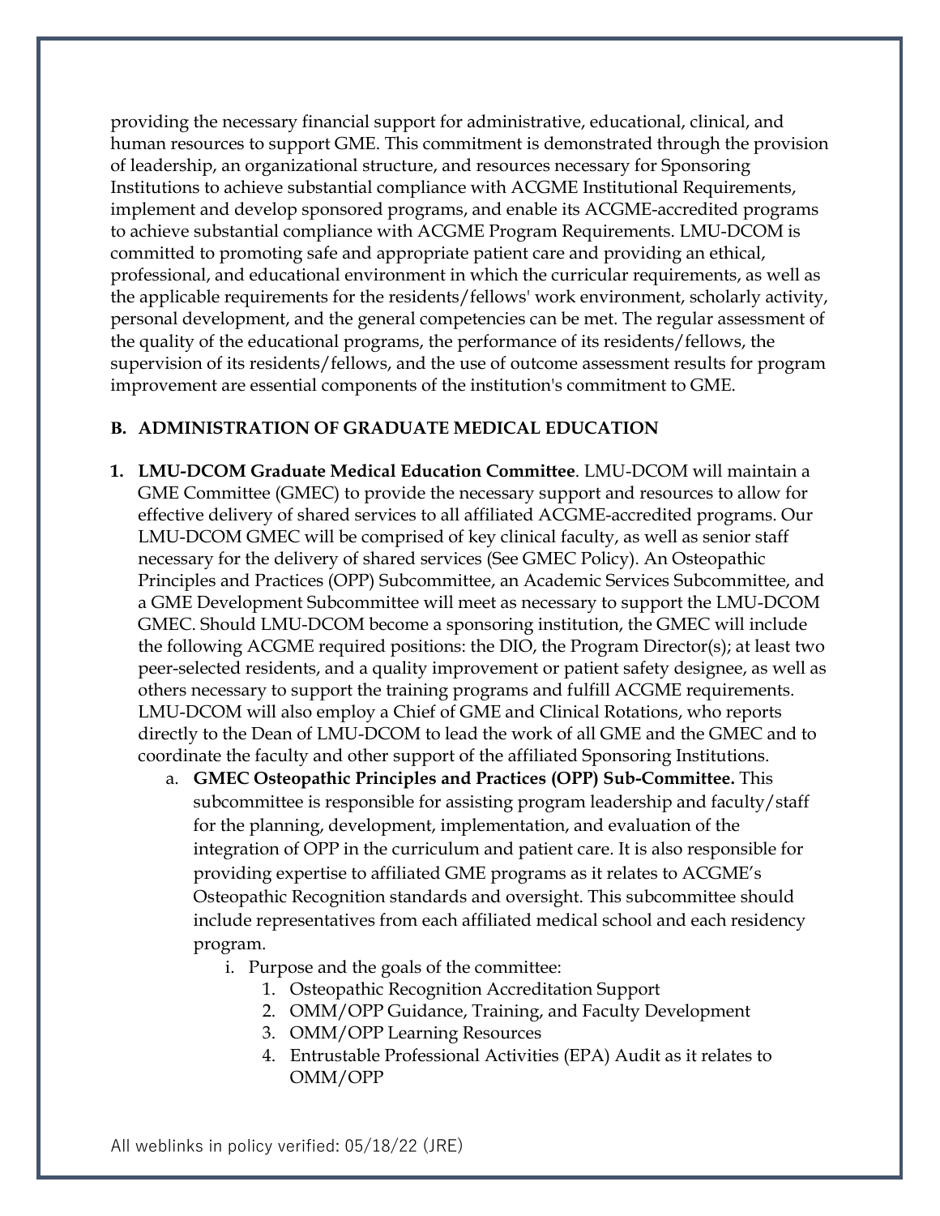providing the necessary financial support for administrative, educational, clinical, and human resources to support GME. This commitment is demonstrated through the provision of leadership, an organizational structure, and resources necessary for Sponsoring Institutions to achieve substantial compliance with ACGME Institutional Requirements, implement and develop sponsored programs, and enable its ACGME-accredited programs to achieve substantial compliance with ACGME Program Requirements. LMU-DCOM is committed to promoting safe and appropriate patient care and providing an ethical, professional, and educational environment in which the curricular requirements, as well as the applicable requirements for the residents/fellows' work environment, scholarly activity, personal development, and the general competencies can be met. The regular assessment of the quality of the educational programs, the performance of its residents/fellows, the supervision of its residents/fellows, and the use of outcome assessment results for program improvement are essential components of the institution's commitment to GME.

## B. ADMINISTRATION OF GRADUATE MEDICAL EDUCATION

1. **LMU-DCOM Graduate Medical Education Committee**. LMU-DCOM will maintain a GME Committee (GMEC) to provide the necessary support and resources to allow for effective delivery of shared services to all affiliated ACGME-accredited programs. Our LMU-DCOM GMEC will be comprised of key clinical faculty, as well as senior staff necessary for the delivery of shared services (See GMEC Policy). An Osteopathic Principles and Practices (OPP) Subcommittee, an Academic Services Subcommittee, and a GME Development Subcommittee will meet as necessary to support the LMU-DCOM GMEC. Should LMU-DCOM become a sponsoring institution, the GMEC will include the following ACGME required positions: the DIO, the Program Director(s); at least two peer-selected residents, and a quality improvement or patient safety designee, as well as others necessary to support the training programs and fulfill ACGME requirements. LMU-DCOM will also employ a Chief of GME and Clinical Rotations, who reports directly to the Dean of LMU-DCOM to lead the work of all GME and the GMEC and to coordinate the faculty and other support of the affiliated Sponsoring Institutions.
   a. **GMEC Osteopathic Principles and Practices (OPP) Sub-Committee.** This subcommittee is responsible for assisting program leadership and faculty/staff for the planning, development, implementation, and evaluation of the integration of OPP in the curriculum and patient care. It is also responsible for providing expertise to affiliated GME programs as it relates to ACGME's Osteopathic Recognition standards and oversight. This subcommittee should include representatives from each affiliated medical school and each residency program.
      i. Purpose and the goals of the committee:
         1. Osteopathic Recognition Accreditation Support
         2. OMM/OPP Guidance, Training, and Faculty Development
         3. OMM/OPP Learning Resources
         4. Entrustable Professional Activities (EPA) Audit as it relates to OMM/OPP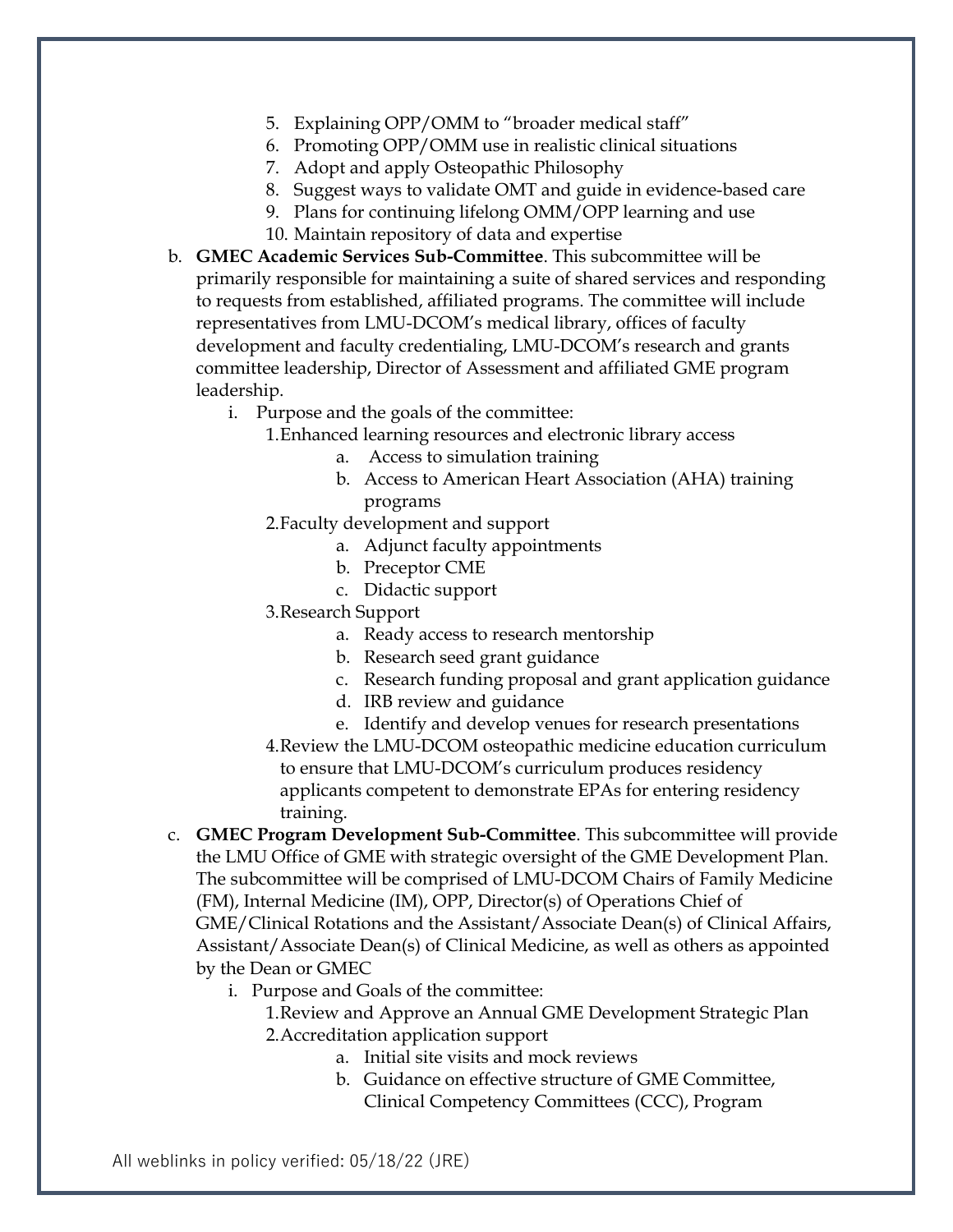5. Explaining OPP/OMM to "broader medical staff"
6. Promoting OPP/OMM use in realistic clinical situations
7. Adopt and apply Osteopathic Philosophy
8. Suggest ways to validate OMT and guide in evidence-based care
9. Plans for continuing lifelong OMM/OPP learning and use
10. Maintain repository of data and expertise

b. **GMEC Academic Services Sub-Committee**. This subcommittee will be primarily responsible for maintaining a suite of shared services and responding to requests from established, affiliated programs. The committee will include representatives from LMU-DCOM's medical library, offices of faculty development and faculty credentialing, LMU-DCOM's research and grants committee leadership, Director of Assessment and affiliated GME program leadership.

   i. Purpose and the goals of the committee:

      1. Enhanced learning resources and electronic library access
         - a. Access to simulation training
         - b. Access to American Heart Association (AHA) training programs
      2. Faculty development and support
         - a. Adjunct faculty appointments
         - b. Preceptor CME
         - c. Didactic support
      3. Research Support
         - a. Ready access to research mentorship
         - b. Research seed grant guidance
         - c. Research funding proposal and grant application guidance
         - d. IRB review and guidance
         - e. Identify and develop venues for research presentations
      4. Review the LMU-DCOM osteopathic medicine education curriculum to ensure that LMU-DCOM's curriculum produces residency applicants competent to demonstrate EPAs for entering residency training.

c. **GMEC Program Development Sub-Committee**. This subcommittee will provide the LMU Office of GME with strategic oversight of the GME Development Plan. The subcommittee will be comprised of LMU-DCOM Chairs of Family Medicine (FM), Internal Medicine (IM), OPP, Director(s) of Operations Chief of GME/Clinical Rotations and the Assistant/Associate Dean(s) of Clinical Affairs, Assistant/Associate Dean(s) of Clinical Medicine, as well as others as appointed by the Dean or GMEC

   i. Purpose and Goals of the committee:

      1. Review and Approve an Annual GME Development Strategic Plan
      2. Accreditation application support
         - a. Initial site visits and mock reviews
         - b. Guidance on effective structure of GME Committee, Clinical Competency Committees (CCC), Program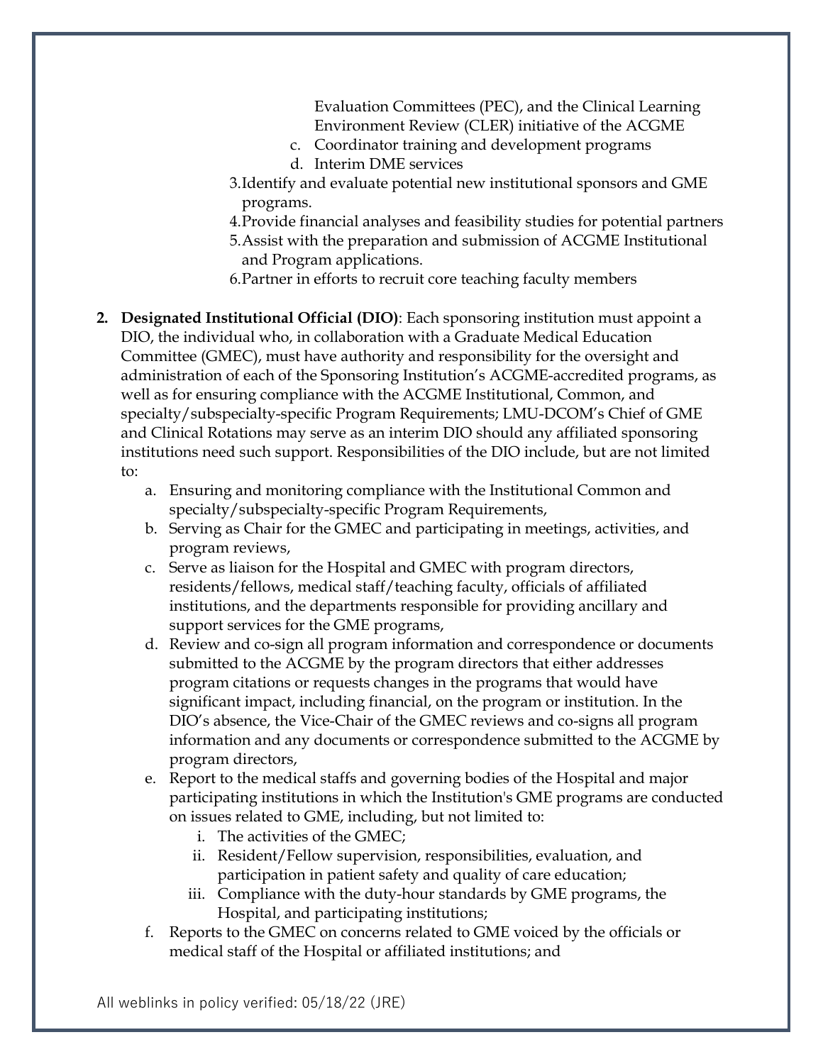Evaluation Committees (PEC), and the Clinical Learning Environment Review (CLER) initiative of the ACGME
   c. Coordinator training and development programs
   d. Interim DME services
3. Identify and evaluate potential new institutional sponsors and GME programs.
4. Provide financial analyses and feasibility studies for potential partners
5. Assist with the preparation and submission of ACGME Institutional and Program applications.
6. Partner in efforts to recruit core teaching faculty members

2. **Designated Institutional Official (DIO)**: Each sponsoring institution must appoint a DIO, the individual who, in collaboration with a Graduate Medical Education Committee (GMEC), must have authority and responsibility for the oversight and administration of each of the Sponsoring Institution's ACGME-accredited programs, as well as for ensuring compliance with the ACGME Institutional, Common, and specialty/subspecialty-specific Program Requirements; LMU-DCOM's Chief of GME and Clinical Rotations may serve as an interim DIO should any affiliated sponsoring institutions need such support. Responsibilities of the DIO include, but are not limited to:
   a. Ensuring and monitoring compliance with the Institutional Common and specialty/subspecialty-specific Program Requirements,
   b. Serving as Chair for the GMEC and participating in meetings, activities, and program reviews,
   c. Serve as liaison for the Hospital and GMEC with program directors, residents/fellows, medical staff/teaching faculty, officials of affiliated institutions, and the departments responsible for providing ancillary and support services for the GME programs,
   d. Review and co-sign all program information and correspondence or documents submitted to the ACGME by the program directors that either addresses program citations or requests changes in the programs that would have significant impact, including financial, on the program or institution. In the DIO's absence, the Vice-Chair of the GMEC reviews and co-signs all program information and any documents or correspondence submitted to the ACGME by program directors,
   e. Report to the medical staffs and governing bodies of the Hospital and major participating institutions in which the Institution's GME programs are conducted on issues related to GME, including, but not limited to:
      i. The activities of the GMEC;
      ii. Resident/Fellow supervision, responsibilities, evaluation, and participation in patient safety and quality of care education;
      iii. Compliance with the duty-hour standards by GME programs, the Hospital, and participating institutions;
   f. Reports to the GMEC on concerns related to GME voiced by the officials or medical staff of the Hospital or affiliated institutions; and

All weblinks in policy verified: 05/18/22 (JRE)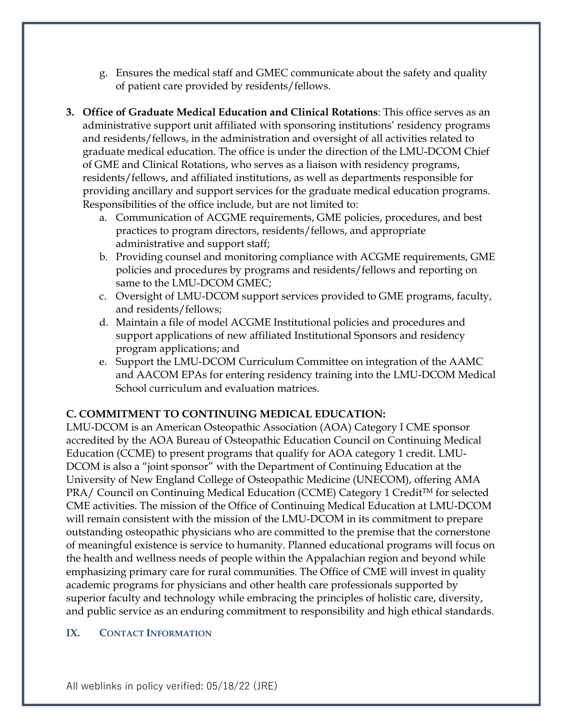g. Ensures the medical staff and GMEC communicate about the safety and quality of patient care provided by residents/fellows.

3. **Office of Graduate Medical Education and Clinical Rotations**: This office serves as an administrative support unit affiliated with sponsoring institutions' residency programs and residents/fellows, in the administration and oversight of all activities related to graduate medical education. The office is under the direction of the LMU-DCOM Chief of GME and Clinical Rotations, who serves as a liaison with residency programs, residents/fellows, and affiliated institutions, as well as departments responsible for providing ancillary and support services for the graduate medical education programs. Responsibilities of the office include, but are not limited to:
    a. Communication of ACGME requirements, GME policies, procedures, and best practices to program directors, residents/fellows, and appropriate administrative and support staff;
    b. Providing counsel and monitoring compliance with ACGME requirements, GME policies and procedures by programs and residents/fellows and reporting on same to the LMU-DCOM GMEC;
    c. Oversight of LMU-DCOM support services provided to GME programs, faculty, and residents/fellows;
    d. Maintain a file of model ACGME Institutional policies and procedures and support applications of new affiliated Institutional Sponsors and residency program applications; and
    e. Support the LMU-DCOM Curriculum Committee on integration of the AAMC and AACOM EPAs for entering residency training into the LMU-DCOM Medical School curriculum and evaluation matrices.

**C. COMMITMENT TO CONTINUING MEDICAL EDUCATION:**

LMU-DCOM is an American Osteopathic Association (AOA) Category I CME sponsor accredited by the AOA Bureau of Osteopathic Education Council on Continuing Medical Education (CCME) to present programs that qualify for AOA category 1 credit. LMU-DCOM is also a "joint sponsor" with the Department of Continuing Education at the University of New England College of Osteopathic Medicine (UNECOM), offering AMA PRA/ Council on Continuing Medical Education (CCME) Category 1 Credit™ for selected CME activities. The mission of the Office of Continuing Medical Education at LMU-DCOM will remain consistent with the mission of the LMU-DCOM in its commitment to prepare outstanding osteopathic physicians who are committed to the premise that the cornerstone of meaningful existence is service to humanity. Planned educational programs will focus on the health and wellness needs of people within the Appalachian region and beyond while emphasizing primary care for rural communities. The Office of CME will invest in quality academic programs for physicians and other health care professionals supported by superior faculty and technology while embracing the principles of holistic care, diversity, and public service as an enduring commitment to responsibility and high ethical standards.

## IX. Contact Information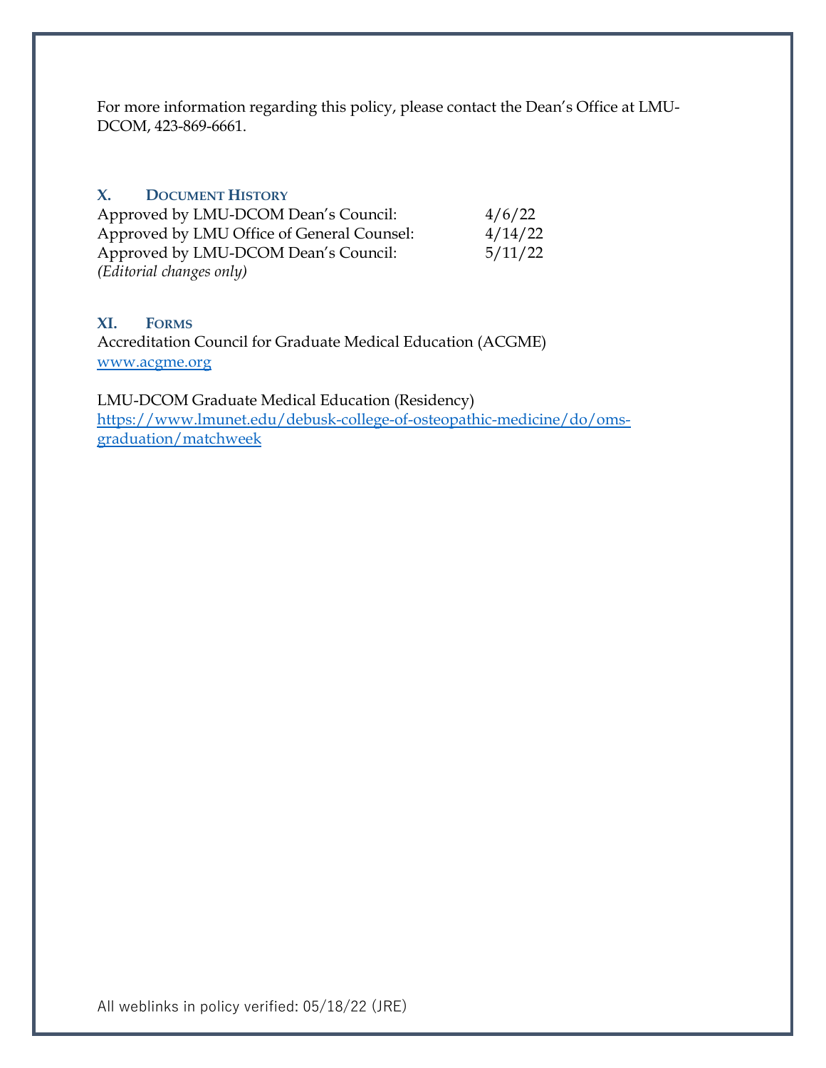For more information regarding this policy, please contact the Dean's Office at LMU-DCOM, 423-869-6661.

## X. Document History

| | |
|---|---|
| Approved by LMU-DCOM Dean's Council: | 4/6/22 |
| Approved by LMU Office of General Counsel: | 4/14/22 |
| Approved by LMU-DCOM Dean's Council: | 5/11/22 |
| *(Editorial changes only)* | |

## XI. Forms

Accreditation Council for Graduate Medical Education (ACGME)
[www.acgme.org](www.acgme.org)

LMU-DCOM Graduate Medical Education (Residency)
[https://www.lmunet.edu/debusk-college-of-osteopathic-medicine/do/oms-graduation/matchweek](https://www.lmunet.edu/debusk-college-of-osteopathic-medicine/do/oms-graduation/matchweek)

All weblinks in policy verified: 05/18/22 (JRE)